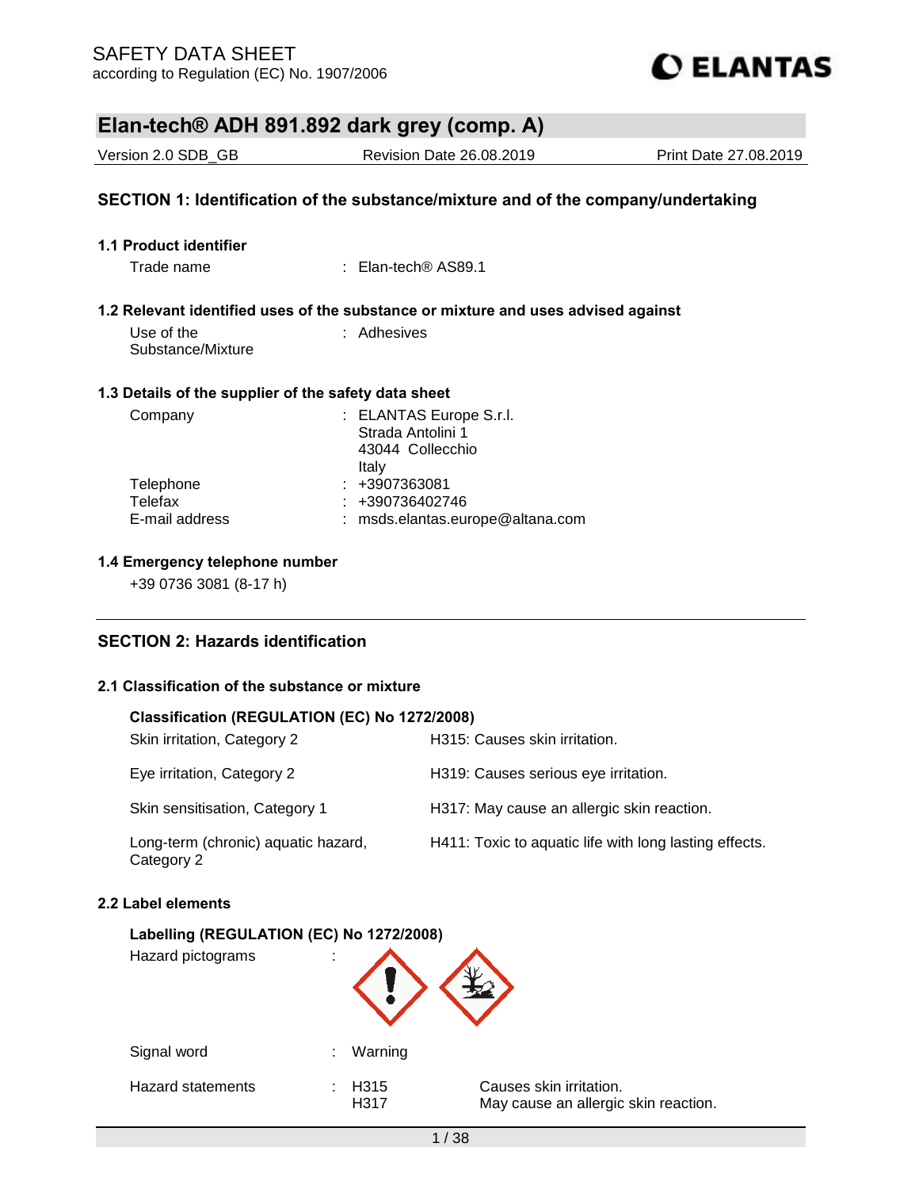SAFETY DATA SHEET
according to Regulation (EC) No. 1907/2006

ELANTAS

# Elan-tech® ADH 891.892 dark grey (comp. A)

| Version 2.0 SDB_GB | Revision Date 26.08.2019 | Print Date 27.08.2019 |
|---|---|---|

## SECTION 1: Identification of the substance/mixture and of the company/undertaking

### 1.1 Product identifier

Trade name : Elan-tech® AS89.1

### 1.2 Relevant identified uses of the substance or mixture and uses advised against

Use of the Substance/Mixture : Adhesives

### 1.3 Details of the supplier of the safety data sheet

Company : ELANTAS Europe S.r.l.
Strada Antolini 1
43044 Collecchio
Italy

Telephone : +3907363081
Telefax : +390736402746
E-mail address : msds.elantas.europe@altana.com

### 1.4 Emergency telephone number

+39 0736 3081 (8-17 h)

## SECTION 2: Hazards identification

### 2.1 Classification of the substance or mixture

**Classification (REGULATION (EC) No 1272/2008)**

| | |
|---|---|
| Skin irritation, Category 2 | H315: Causes skin irritation. |
| Eye irritation, Category 2 | H319: Causes serious eye irritation. |
| Skin sensitisation, Category 1 | H317: May cause an allergic skin reaction. |
| Long-term (chronic) aquatic hazard, Category 2 | H411: Toxic to aquatic life with long lasting effects. |

### 2.2 Label elements

**Labelling (REGULATION (EC) No 1272/2008)**

Hazard pictograms :

Signal word : Warning

Hazard statements : H315 Causes skin irritation.
H317 May cause an allergic skin reaction.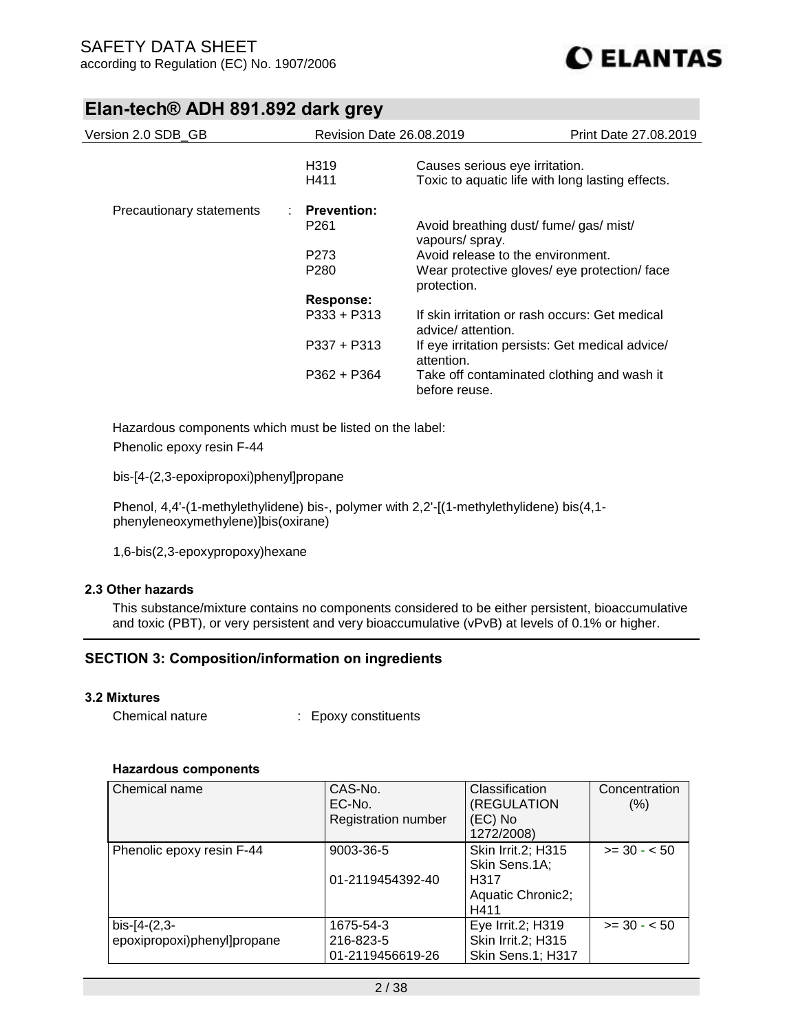| | | |
|---|---|---|
| | H319 | Causes serious eye irritation. |
| | H411 | Toxic to aquatic life with long lasting effects. |
| Precautionary statements : | **Prevention:** | |
| | P261 | Avoid breathing dust/ fume/ gas/ mist/ vapours/ spray. |
| | P273 | Avoid release to the environment. |
| | P280 | Wear protective gloves/ eye protection/ face protection. |
| | **Response:** | |
| | P333 + P313 | If skin irritation or rash occurs: Get medical advice/ attention. |
| | P337 + P313 | If eye irritation persists: Get medical advice/ attention. |
| | P362 + P364 | Take off contaminated clothing and wash it before reuse. |

Hazardous components which must be listed on the label:

Phenolic epoxy resin F-44

bis-[4-(2,3-epoxipropoxi)phenyl]propane

Phenol, 4,4'-(1-methylethylidene) bis-, polymer with 2,2'-[(1-methylethylidene) bis(4,1-phenyleneoxymethylene)]bis(oxirane)

1,6-bis(2,3-epoxypropoxy)hexane

### 2.3 Other hazards

This substance/mixture contains no components considered to be either persistent, bioaccumulative and toxic (PBT), or very persistent and very bioaccumulative (vPvB) at levels of 0.1% or higher.

## SECTION 3: Composition/information on ingredients

### 3.2 Mixtures

Chemical nature : Epoxy constituents

#### Hazardous components

| Chemical name | CAS-No.<br>EC-No.<br>Registration number | Classification (REGULATION (EC) No 1272/2008) | Concentration (%) |
|---|---|---|---|
| Phenolic epoxy resin F-44 | 9003-36-5<br><br>01-2119454392-40 | Skin Irrit.2; H315<br>Skin Sens.1A; H317<br>Aquatic Chronic2; H411 | >= 30 - < 50 |
| bis-[4-(2,3-epoxipropoxi)phenyl]propane | 1675-54-3<br>216-823-5<br>01-2119456619-26 | Eye Irrit.2; H319<br>Skin Irrit.2; H315<br>Skin Sens.1; H317 | >= 30 - < 50 |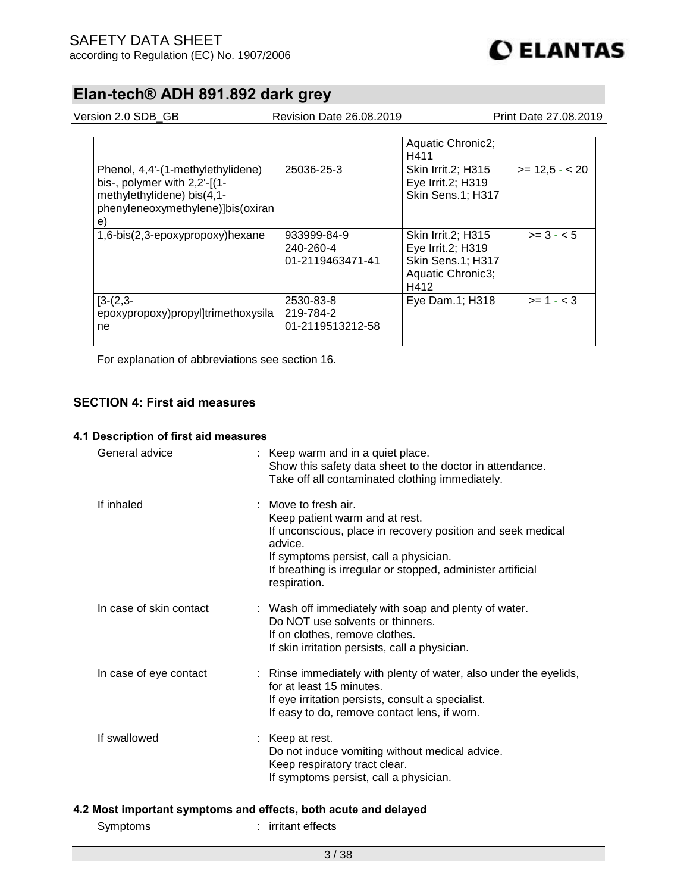| | | Aquatic Chronic2; H411 | |
|---|---|---|---|
| Phenol, 4,4'-(1-methylethylidene) bis-, polymer with 2,2'-[(1-methylethylidene) bis(4,1-phenyleneoxymethylene)]bis(oxirane) | 25036-25-3 | Skin Irrit.2; H315<br>Eye Irrit.2; H319<br>Skin Sens.1; H317 | >= 12,5 - < 20 |
| 1,6-bis(2,3-epoxypropoxy)hexane | 933999-84-9<br>240-260-4<br>01-2119463471-41 | Skin Irrit.2; H315<br>Eye Irrit.2; H319<br>Skin Sens.1; H317<br>Aquatic Chronic3; H412 | >= 3 - < 5 |
| [3-(2,3-epoxypropoxy)propyl]trimethoxysilane | 2530-83-8<br>219-784-2<br>01-2119513212-58 | Eye Dam.1; H318 | >= 1 - < 3 |

For explanation of abbreviations see section 16.

## SECTION 4: First aid measures

### 4.1 Description of first aid measures

General advice : Keep warm and in a quiet place.
Show this safety data sheet to the doctor in attendance.
Take off all contaminated clothing immediately.

If inhaled : Move to fresh air.
Keep patient warm and at rest.
If unconscious, place in recovery position and seek medical advice.
If symptoms persist, call a physician.
If breathing is irregular or stopped, administer artificial respiration.

In case of skin contact : Wash off immediately with soap and plenty of water.
Do NOT use solvents or thinners.
If on clothes, remove clothes.
If skin irritation persists, call a physician.

In case of eye contact : Rinse immediately with plenty of water, also under the eyelids, for at least 15 minutes.
If eye irritation persists, consult a specialist.
If easy to do, remove contact lens, if worn.

If swallowed : Keep at rest.
Do not induce vomiting without medical advice.
Keep respiratory tract clear.
If symptoms persist, call a physician.

### 4.2 Most important symptoms and effects, both acute and delayed

Symptoms : irritant effects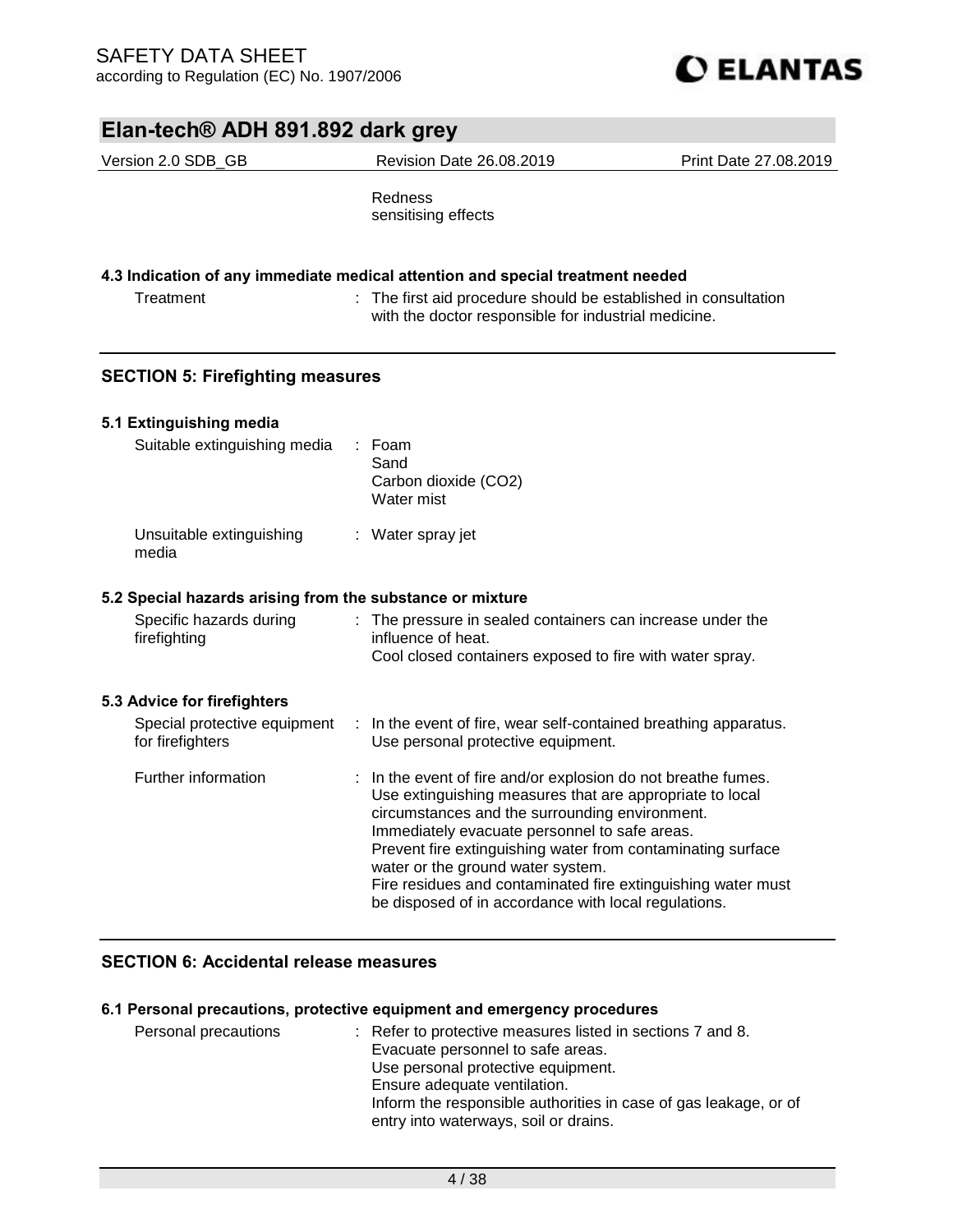Redness
sensitising effects

### 4.3 Indication of any immediate medical attention and special treatment needed

| | |
|---|---|
| Treatment | : The first aid procedure should be established in consultation with the doctor responsible for industrial medicine. |

## SECTION 5: Firefighting measures

### 5.1 Extinguishing media

| | |
|---|---|
| Suitable extinguishing media | : Foam<br>Sand<br>Carbon dioxide ($CO_2$)<br>Water mist |
| Unsuitable extinguishing media | : Water spray jet |

### 5.2 Special hazards arising from the substance or mixture

| | |
|---|---|
| Specific hazards during firefighting | : The pressure in sealed containers can increase under the influence of heat.<br>Cool closed containers exposed to fire with water spray. |

### 5.3 Advice for firefighters

| | |
|---|---|
| Special protective equipment for firefighters | : In the event of fire, wear self-contained breathing apparatus.<br>Use personal protective equipment. |
| Further information | : In the event of fire and/or explosion do not breathe fumes.<br>Use extinguishing measures that are appropriate to local circumstances and the surrounding environment.<br>Immediately evacuate personnel to safe areas.<br>Prevent fire extinguishing water from contaminating surface water or the ground water system.<br>Fire residues and contaminated fire extinguishing water must be disposed of in accordance with local regulations. |

## SECTION 6: Accidental release measures

### 6.1 Personal precautions, protective equipment and emergency procedures

| | |
|---|---|
| Personal precautions | : Refer to protective measures listed in sections 7 and 8.<br>Evacuate personnel to safe areas.<br>Use personal protective equipment.<br>Ensure adequate ventilation.<br>Inform the responsible authorities in case of gas leakage, or of entry into waterways, soil or drains. |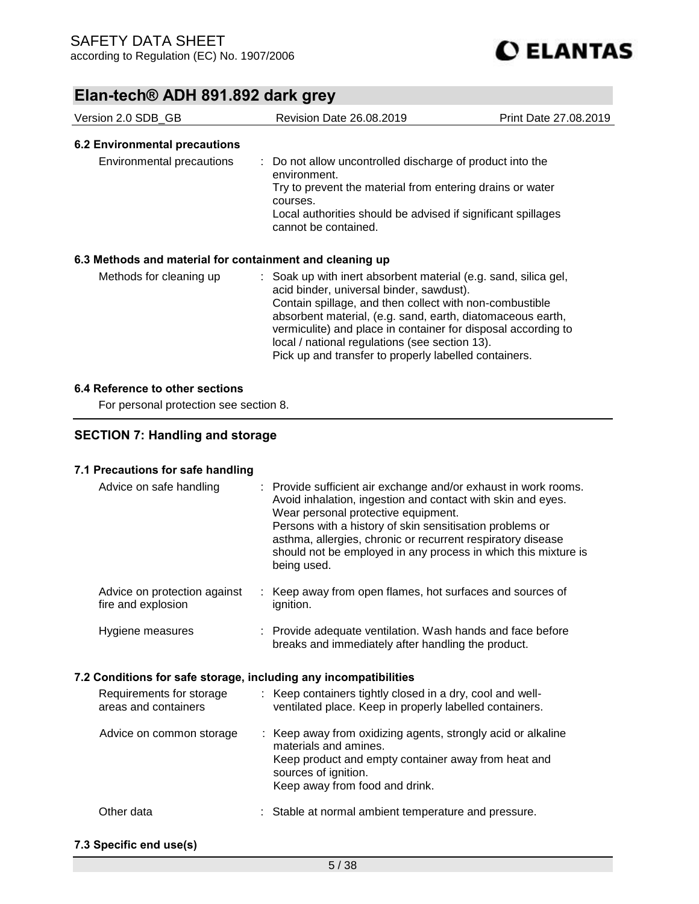### 6.2 Environmental precautions

| | |
|---|---|
| Environmental precautions | : Do not allow uncontrolled discharge of product into the environment.<br>Try to prevent the material from entering drains or water courses.<br>Local authorities should be advised if significant spillages cannot be contained. |

### 6.3 Methods and material for containment and cleaning up

| | |
|---|---|
| Methods for cleaning up | : Soak up with inert absorbent material (e.g. sand, silica gel, acid binder, universal binder, sawdust).<br>Contain spillage, and then collect with non-combustible absorbent material, (e.g. sand, earth, diatomaceous earth, vermiculite) and place in container for disposal according to local / national regulations (see section 13).<br>Pick up and transfer to properly labelled containers. |

### 6.4 Reference to other sections

For personal protection see section 8.

## SECTION 7: Handling and storage

### 7.1 Precautions for safe handling

| | |
|---|---|
| Advice on safe handling | : Provide sufficient air exchange and/or exhaust in work rooms.<br>Avoid inhalation, ingestion and contact with skin and eyes.<br>Wear personal protective equipment.<br>Persons with a history of skin sensitisation problems or asthma, allergies, chronic or recurrent respiratory disease should not be employed in any process in which this mixture is being used. |
| Advice on protection against fire and explosion | : Keep away from open flames, hot surfaces and sources of ignition. |
| Hygiene measures | : Provide adequate ventilation. Wash hands and face before breaks and immediately after handling the product. |

### 7.2 Conditions for safe storage, including any incompatibilities

| | |
|---|---|
| Requirements for storage areas and containers | : Keep containers tightly closed in a dry, cool and well-ventilated place. Keep in properly labelled containers. |
| Advice on common storage | : Keep away from oxidizing agents, strongly acid or alkaline materials and amines.<br>Keep product and empty container away from heat and sources of ignition.<br>Keep away from food and drink. |
| Other data | : Stable at normal ambient temperature and pressure. |

### 7.3 Specific end use(s)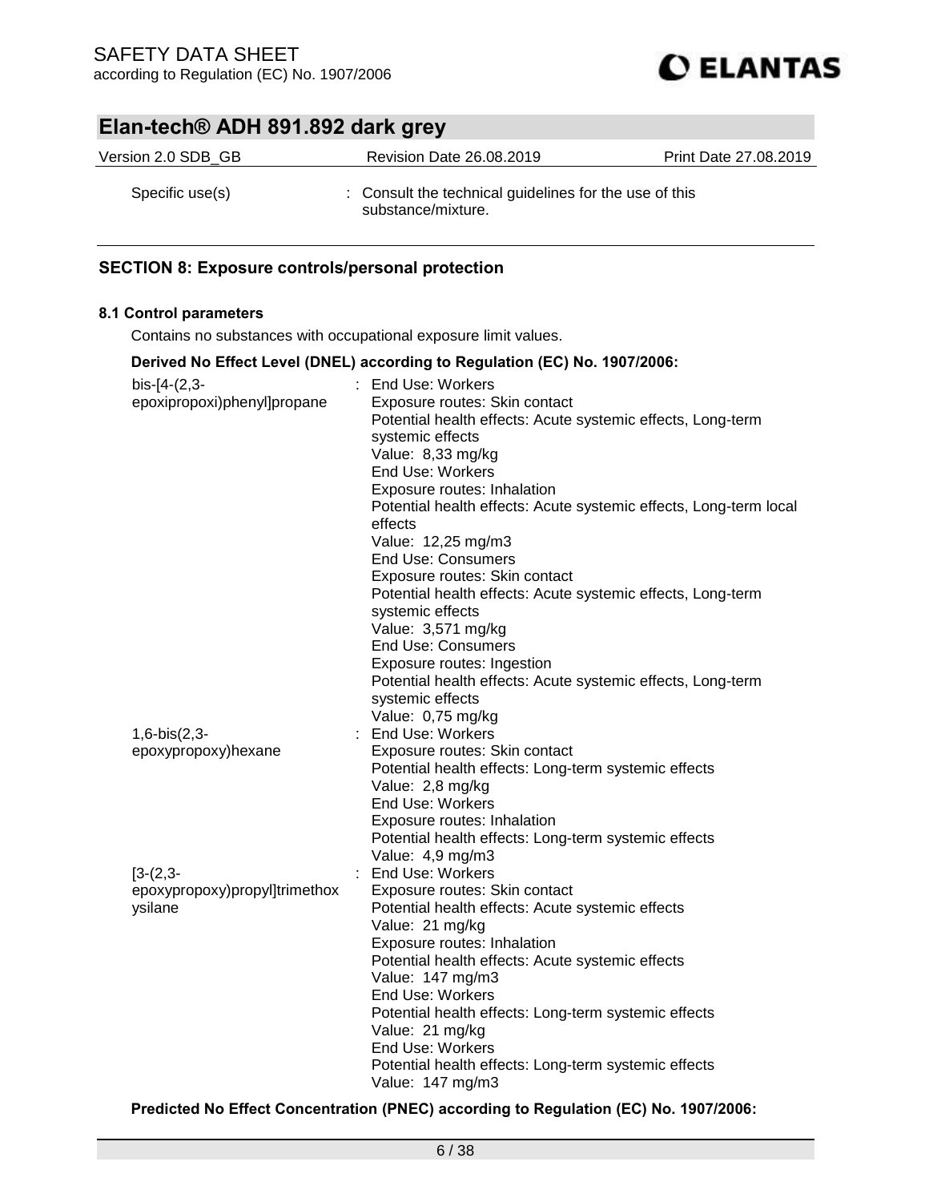Specific use(s) : Consult the technical guidelines for the use of this substance/mixture.

## SECTION 8: Exposure controls/personal protection

### 8.1 Control parameters

Contains no substances with occupational exposure limit values.

**Derived No Effect Level (DNEL) according to Regulation (EC) No. 1907/2006:**

| Substance | |
|---|---|
| bis-[4-(2,3-epoxipropoxi)phenyl]propane | End Use: Workers<br>Exposure routes: Skin contact<br>Potential health effects: Acute systemic effects, Long-term systemic effects<br>Value: 8,33 mg/kg<br>End Use: Workers<br>Exposure routes: Inhalation<br>Potential health effects: Acute systemic effects, Long-term local effects<br>Value: 12,25 mg/m3<br>End Use: Consumers<br>Exposure routes: Skin contact<br>Potential health effects: Acute systemic effects, Long-term systemic effects<br>Value: 3,571 mg/kg<br>End Use: Consumers<br>Exposure routes: Ingestion<br>Potential health effects: Acute systemic effects, Long-term systemic effects<br>Value: 0,75 mg/kg |
| 1,6-bis(2,3-epoxypropoxy)hexane | End Use: Workers<br>Exposure routes: Skin contact<br>Potential health effects: Long-term systemic effects<br>Value: 2,8 mg/kg<br>End Use: Workers<br>Exposure routes: Inhalation<br>Potential health effects: Long-term systemic effects<br>Value: 4,9 mg/m3 |
| [3-(2,3-epoxypropoxy)propyl]trimethoxysilane | End Use: Workers<br>Exposure routes: Skin contact<br>Potential health effects: Acute systemic effects<br>Value: 21 mg/kg<br>Exposure routes: Inhalation<br>Potential health effects: Acute systemic effects<br>Value: 147 mg/m3<br>End Use: Workers<br>Potential health effects: Long-term systemic effects<br>Value: 21 mg/kg<br>End Use: Workers<br>Potential health effects: Long-term systemic effects<br>Value: 147 mg/m3 |

**Predicted No Effect Concentration (PNEC) according to Regulation (EC) No. 1907/2006:**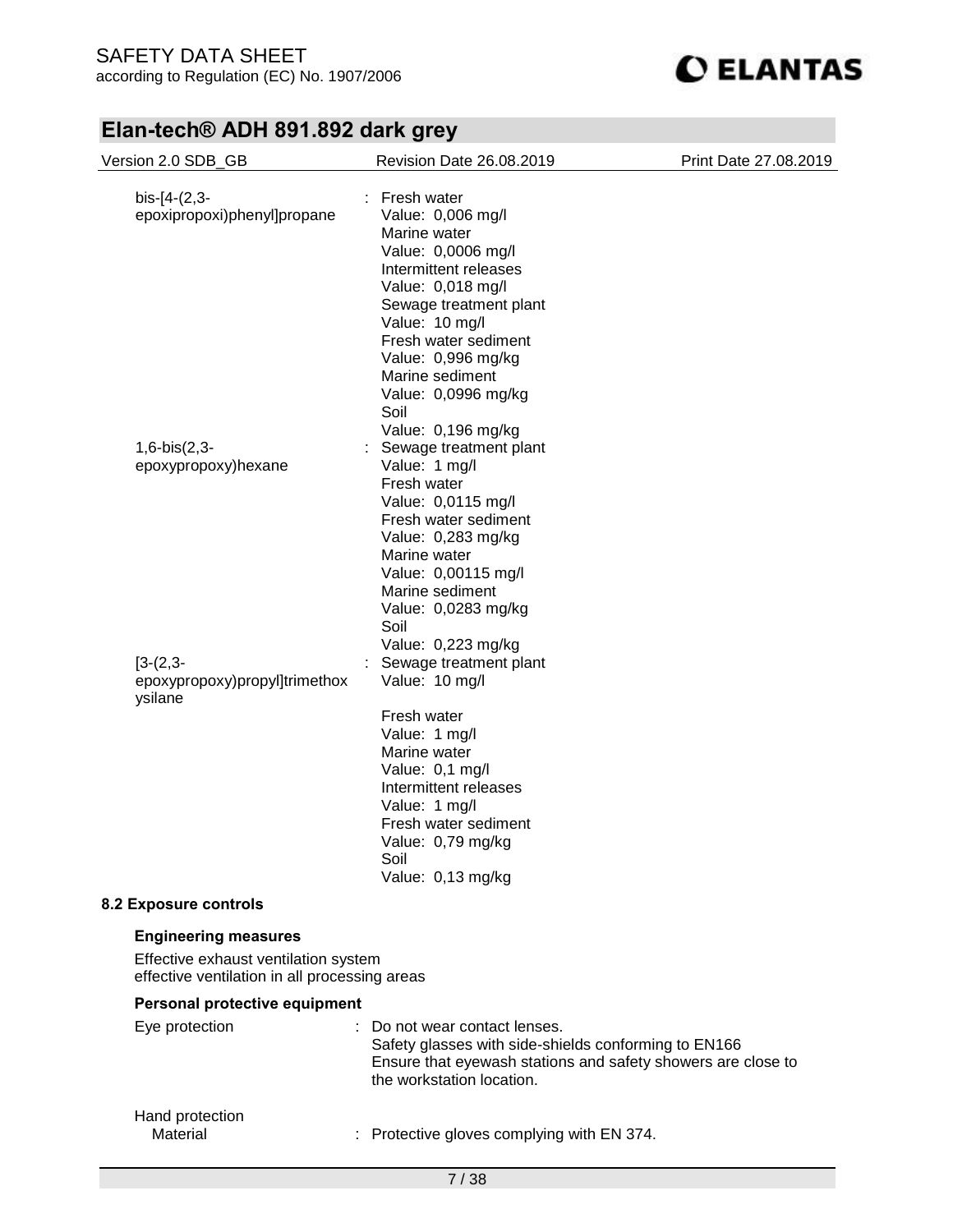| | |
|---|---|
| bis-[4-(2,3-epoxipropoxi)phenyl]propane | : Fresh water<br>Value: 0,006 mg/l<br>Marine water<br>Value: 0,0006 mg/l<br>Intermittent releases<br>Value: 0,018 mg/l<br>Sewage treatment plant<br>Value: 10 mg/l<br>Fresh water sediment<br>Value: 0,996 mg/kg<br>Marine sediment<br>Value: 0,0996 mg/kg<br>Soil<br>Value: 0,196 mg/kg |
| 1,6-bis(2,3-epoxypropoxy)hexane | : Sewage treatment plant<br>Value: 1 mg/l<br>Fresh water<br>Value: 0,0115 mg/l<br>Fresh water sediment<br>Value: 0,283 mg/kg<br>Marine water<br>Value: 0,00115 mg/l<br>Marine sediment<br>Value: 0,0283 mg/kg<br>Soil<br>Value: 0,223 mg/kg |
| [3-(2,3-epoxypropoxy)propyl]trimethoxysilane | : Sewage treatment plant<br>Value: 10 mg/l<br><br>Fresh water<br>Value: 1 mg/l<br>Marine water<br>Value: 0,1 mg/l<br>Intermittent releases<br>Value: 1 mg/l<br>Fresh water sediment<br>Value: 0,79 mg/kg<br>Soil<br>Value: 0,13 mg/kg |

### 8.2 Exposure controls

**Engineering measures**

Effective exhaust ventilation system
effective ventilation in all processing areas

**Personal protective equipment**

| | |
|---|---|
| Eye protection | : Do not wear contact lenses.<br>Safety glasses with side-shields conforming to EN166<br>Ensure that eyewash stations and safety showers are close to the workstation location. |
| Hand protection<br>Material | : Protective gloves complying with EN 374. |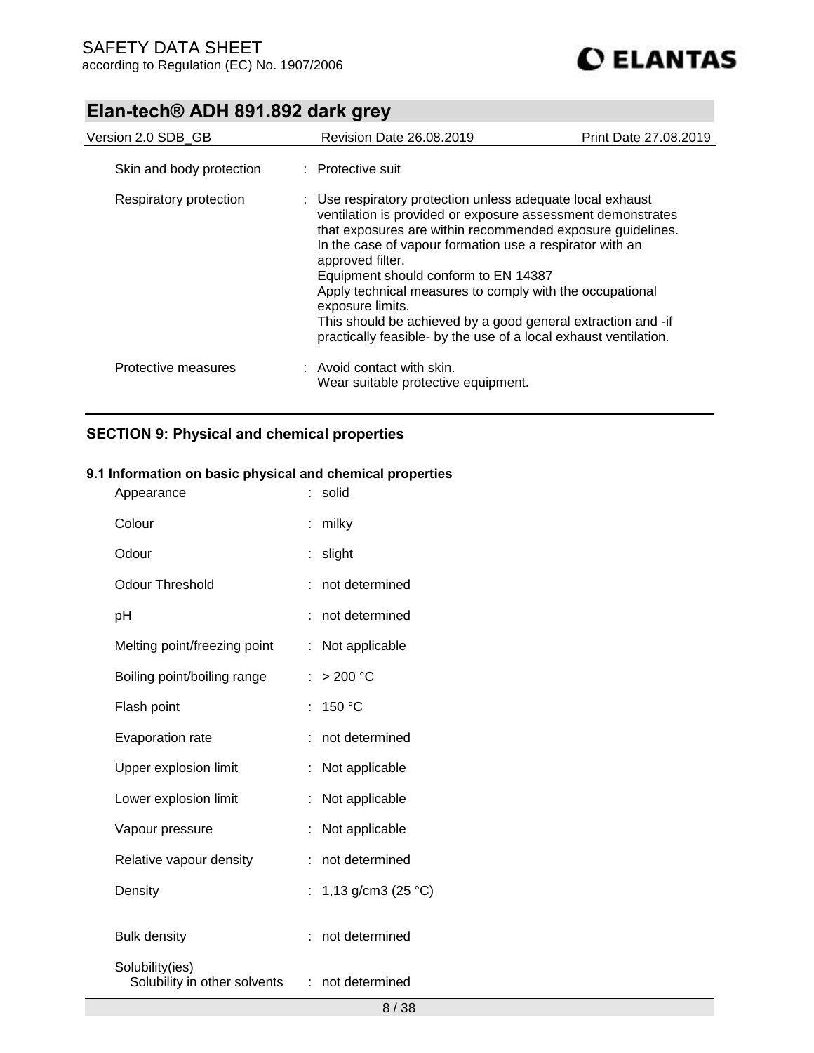| | | |
|---|---|---|
| Skin and body protection | : | Protective suit |
| Respiratory protection | : | Use respiratory protection unless adequate local exhaust ventilation is provided or exposure assessment demonstrates that exposures are within recommended exposure guidelines. In the case of vapour formation use a respirator with an approved filter. Equipment should conform to EN 14387 Apply technical measures to comply with the occupational exposure limits. This should be achieved by a good general extraction and -if practically feasible- by the use of a local exhaust ventilation. |
| Protective measures | : | Avoid contact with skin. Wear suitable protective equipment. |

## SECTION 9: Physical and chemical properties

### 9.1 Information on basic physical and chemical properties

| | | |
|---|---|---|
| Appearance | : | solid |
| Colour | : | milky |
| Odour | : | slight |
| Odour Threshold | : | not determined |
| pH | : | not determined |
| Melting point/freezing point | : | Not applicable |
| Boiling point/boiling range | : | > 200 °C |
| Flash point | : | 150 °C |
| Evaporation rate | : | not determined |
| Upper explosion limit | : | Not applicable |
| Lower explosion limit | : | Not applicable |
| Vapour pressure | : | Not applicable |
| Relative vapour density | : | not determined |
| Density | : | 1,13 g/cm3 (25 °C) |
| Bulk density | : | not determined |
| Solubility(ies) Solubility in other solvents | : | not determined |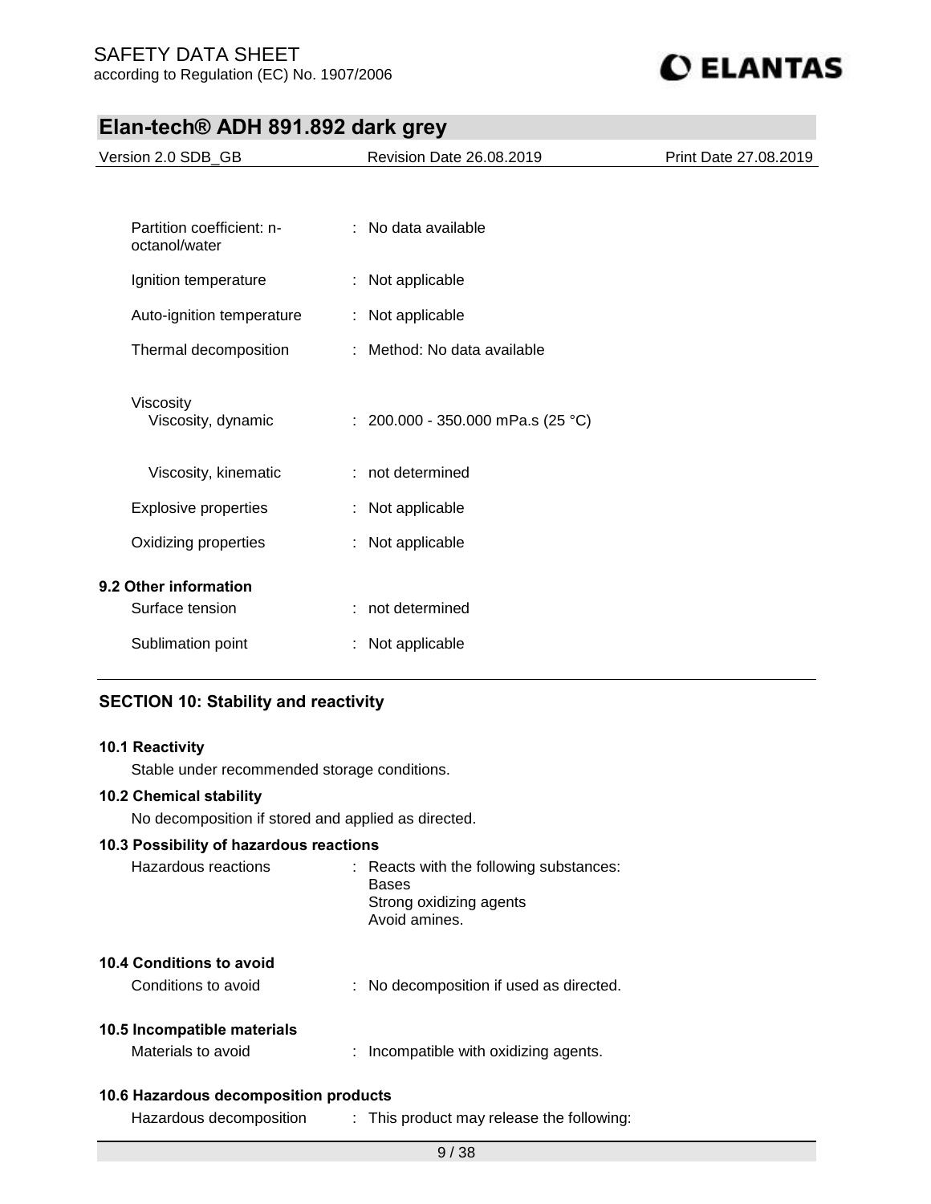| | | |
|---|---|---|
| Partition coefficient: n-octanol/water | : | No data available |
| Ignition temperature | : | Not applicable |
| Auto-ignition temperature | : | Not applicable |
| Thermal decomposition | : | Method: No data available |
| Viscosity | | |
| Viscosity, dynamic | : | 200.000 - 350.000 mPa.s (25 °C) |
| Viscosity, kinematic | : | not determined |
| Explosive properties | : | Not applicable |
| Oxidizing properties | : | Not applicable |

**9.2 Other information**

| | | |
|---|---|---|
| Surface tension | : | not determined |
| Sublimation point | : | Not applicable |

## SECTION 10: Stability and reactivity

**10.1 Reactivity**

Stable under recommended storage conditions.

**10.2 Chemical stability**

No decomposition if stored and applied as directed.

**10.3 Possibility of hazardous reactions**

Hazardous reactions : Reacts with the following substances:
Bases
Strong oxidizing agents
Avoid amines.

**10.4 Conditions to avoid**

Conditions to avoid : No decomposition if used as directed.

**10.5 Incompatible materials**

Materials to avoid : Incompatible with oxidizing agents.

**10.6 Hazardous decomposition products**

Hazardous decomposition : This product may release the following: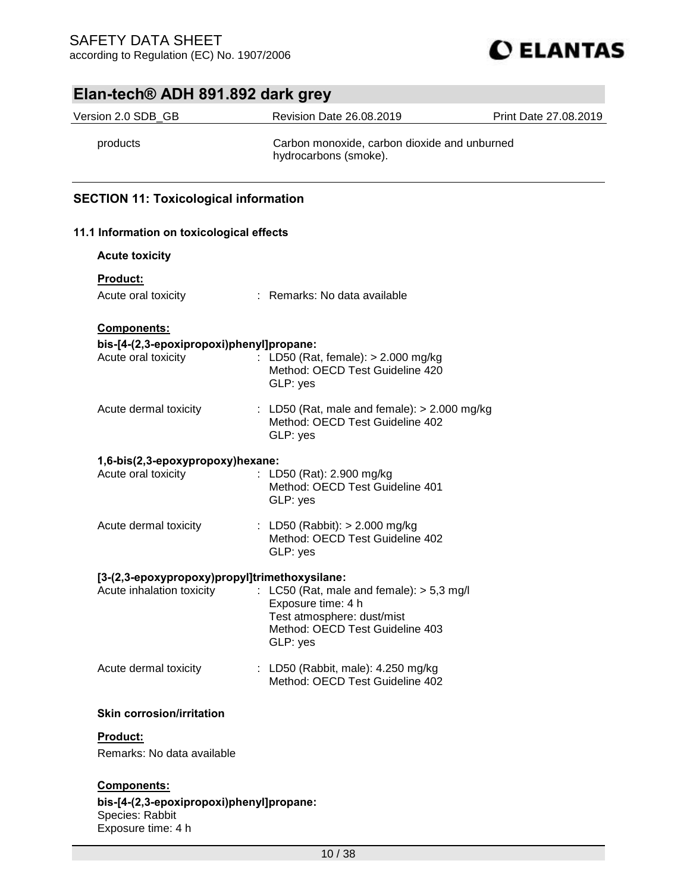| | |
|---|---|
| products | Carbon monoxide, carbon dioxide and unburned hydrocarbons (smoke). |

## SECTION 11: Toxicological information

### 11.1 Information on toxicological effects

**Acute toxicity**

**Product:**

Acute oral toxicity : Remarks: No data available

**Components:**

**bis-[4-(2,3-epoxipropoxi)phenyl]propane:**

Acute oral toxicity : LD50 (Rat, female): > 2.000 mg/kg
Method: OECD Test Guideline 420
GLP: yes

Acute dermal toxicity : LD50 (Rat, male and female): > 2.000 mg/kg
Method: OECD Test Guideline 402
GLP: yes

**1,6-bis(2,3-epoxypropoxy)hexane:**

Acute oral toxicity : LD50 (Rat): 2.900 mg/kg
Method: OECD Test Guideline 401
GLP: yes

Acute dermal toxicity : LD50 (Rabbit): > 2.000 mg/kg
Method: OECD Test Guideline 402
GLP: yes

**[3-(2,3-epoxypropoxy)propyl]trimethoxysilane:**

Acute inhalation toxicity : LC50 (Rat, male and female): > 5,3 mg/l
Exposure time: 4 h
Test atmosphere: dust/mist
Method: OECD Test Guideline 403
GLP: yes

Acute dermal toxicity : LD50 (Rabbit, male): 4.250 mg/kg
Method: OECD Test Guideline 402

**Skin corrosion/irritation**

**Product:**

Remarks: No data available

**Components:**

**bis-[4-(2,3-epoxipropoxi)phenyl]propane:**
Species: Rabbit
Exposure time: 4 h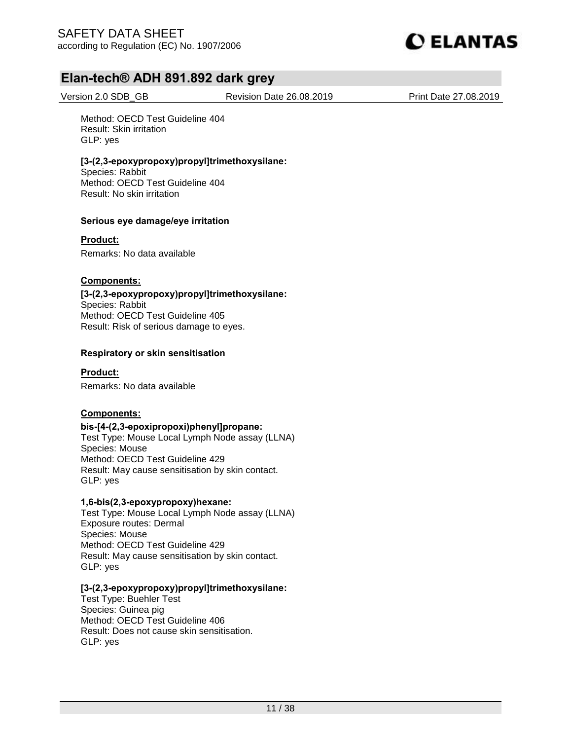Method: OECD Test Guideline 404
Result: Skin irritation
GLP: yes

**[3-(2,3-epoxypropoxy)propyl]trimethoxysilane:**
Species: Rabbit
Method: OECD Test Guideline 404
Result: No skin irritation

**Serious eye damage/eye irritation**

**Product:**

Remarks: No data available

**Components:**

**[3-(2,3-epoxypropoxy)propyl]trimethoxysilane:**
Species: Rabbit
Method: OECD Test Guideline 405
Result: Risk of serious damage to eyes.

**Respiratory or skin sensitisation**

**Product:**

Remarks: No data available

**Components:**

**bis-[4-(2,3-epoxipropoxi)phenyl]propane:**
Test Type: Mouse Local Lymph Node assay (LLNA)
Species: Mouse
Method: OECD Test Guideline 429
Result: May cause sensitisation by skin contact.
GLP: yes

**1,6-bis(2,3-epoxypropoxy)hexane:**
Test Type: Mouse Local Lymph Node assay (LLNA)
Exposure routes: Dermal
Species: Mouse
Method: OECD Test Guideline 429
Result: May cause sensitisation by skin contact.
GLP: yes

**[3-(2,3-epoxypropoxy)propyl]trimethoxysilane:**
Test Type: Buehler Test
Species: Guinea pig
Method: OECD Test Guideline 406
Result: Does not cause skin sensitisation.
GLP: yes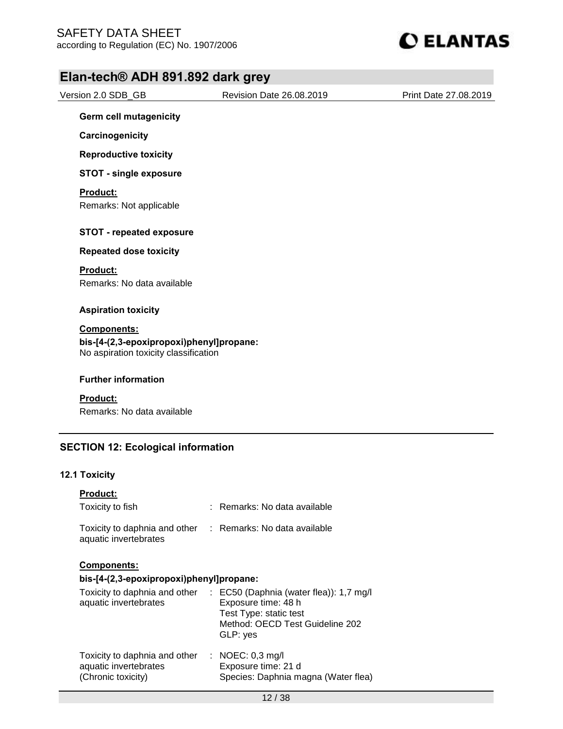**Germ cell mutagenicity**

**Carcinogenicity**

**Reproductive toxicity**

**STOT - single exposure**

**Product:**

Remarks: Not applicable

**STOT - repeated exposure**

**Repeated dose toxicity**

**Product:**

Remarks: No data available

**Aspiration toxicity**

**Components:**

**bis-[4-(2,3-epoxipropoxi)phenyl]propane:**

No aspiration toxicity classification

**Further information**

**Product:**

Remarks: No data available

## SECTION 12: Ecological information

### 12.1 Toxicity

**Product:**

Toxicity to fish : Remarks: No data available

Toxicity to daphnia and other aquatic invertebrates : Remarks: No data available

**Components:**

**bis-[4-(2,3-epoxipropoxi)phenyl]propane:**

Toxicity to daphnia and other aquatic invertebrates : EC50 (Daphnia (water flea)): 1,7 mg/l
Exposure time: 48 h
Test Type: static test
Method: OECD Test Guideline 202
GLP: yes

Toxicity to daphnia and other aquatic invertebrates (Chronic toxicity) : NOEC: 0,3 mg/l
Exposure time: 21 d
Species: Daphnia magna (Water flea)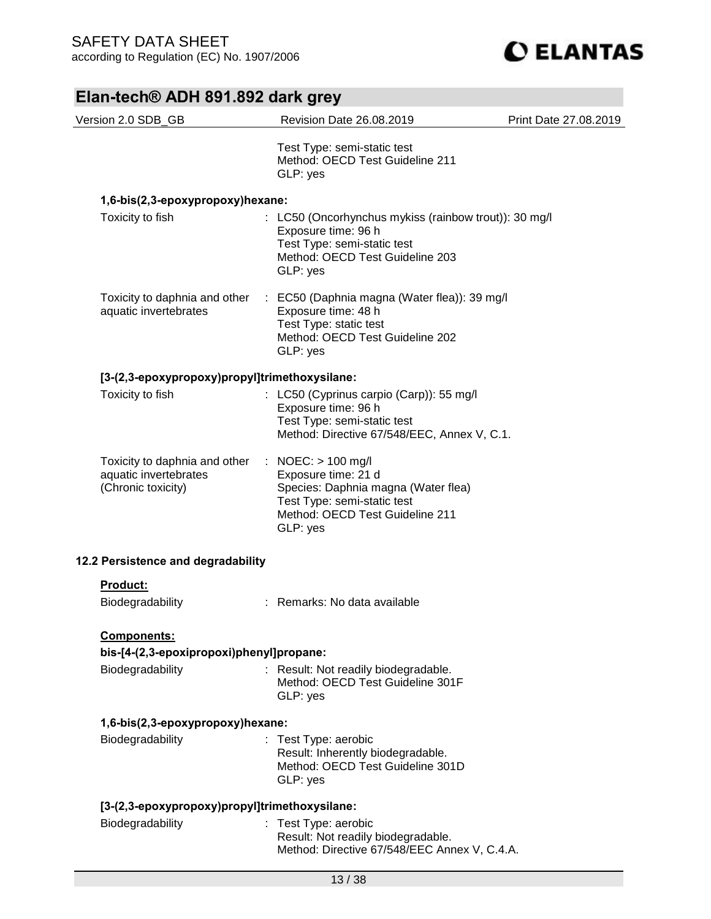Test Type: semi-static test
Method: OECD Test Guideline 211
GLP: yes

**1,6-bis(2,3-epoxypropoxy)hexane:**

Toxicity to fish : LC50 (Oncorhynchus mykiss (rainbow trout)): 30 mg/l
Exposure time: 96 h
Test Type: semi-static test
Method: OECD Test Guideline 203
GLP: yes

Toxicity to daphnia and other aquatic invertebrates : EC50 (Daphnia magna (Water flea)): 39 mg/l
Exposure time: 48 h
Test Type: static test
Method: OECD Test Guideline 202
GLP: yes

**[3-(2,3-epoxypropoxy)propyl]trimethoxysilane:**

Toxicity to fish : LC50 (Cyprinus carpio (Carp)): 55 mg/l
Exposure time: 96 h
Test Type: semi-static test
Method: Directive 67/548/EEC, Annex V, C.1.

Toxicity to daphnia and other aquatic invertebrates (Chronic toxicity) : NOEC: > 100 mg/l
Exposure time: 21 d
Species: Daphnia magna (Water flea)
Test Type: semi-static test
Method: OECD Test Guideline 211
GLP: yes

### 12.2 Persistence and degradability

**Product:**

Biodegradability : Remarks: No data available

**Components:**

**bis-[4-(2,3-epoxipropoxi)phenyl]propane:**

Biodegradability : Result: Not readily biodegradable.
Method: OECD Test Guideline 301F
GLP: yes

**1,6-bis(2,3-epoxypropoxy)hexane:**

Biodegradability : Test Type: aerobic
Result: Inherently biodegradable.
Method: OECD Test Guideline 301D
GLP: yes

**[3-(2,3-epoxypropoxy)propyl]trimethoxysilane:**

Biodegradability : Test Type: aerobic
Result: Not readily biodegradable.
Method: Directive 67/548/EEC Annex V, C.4.A.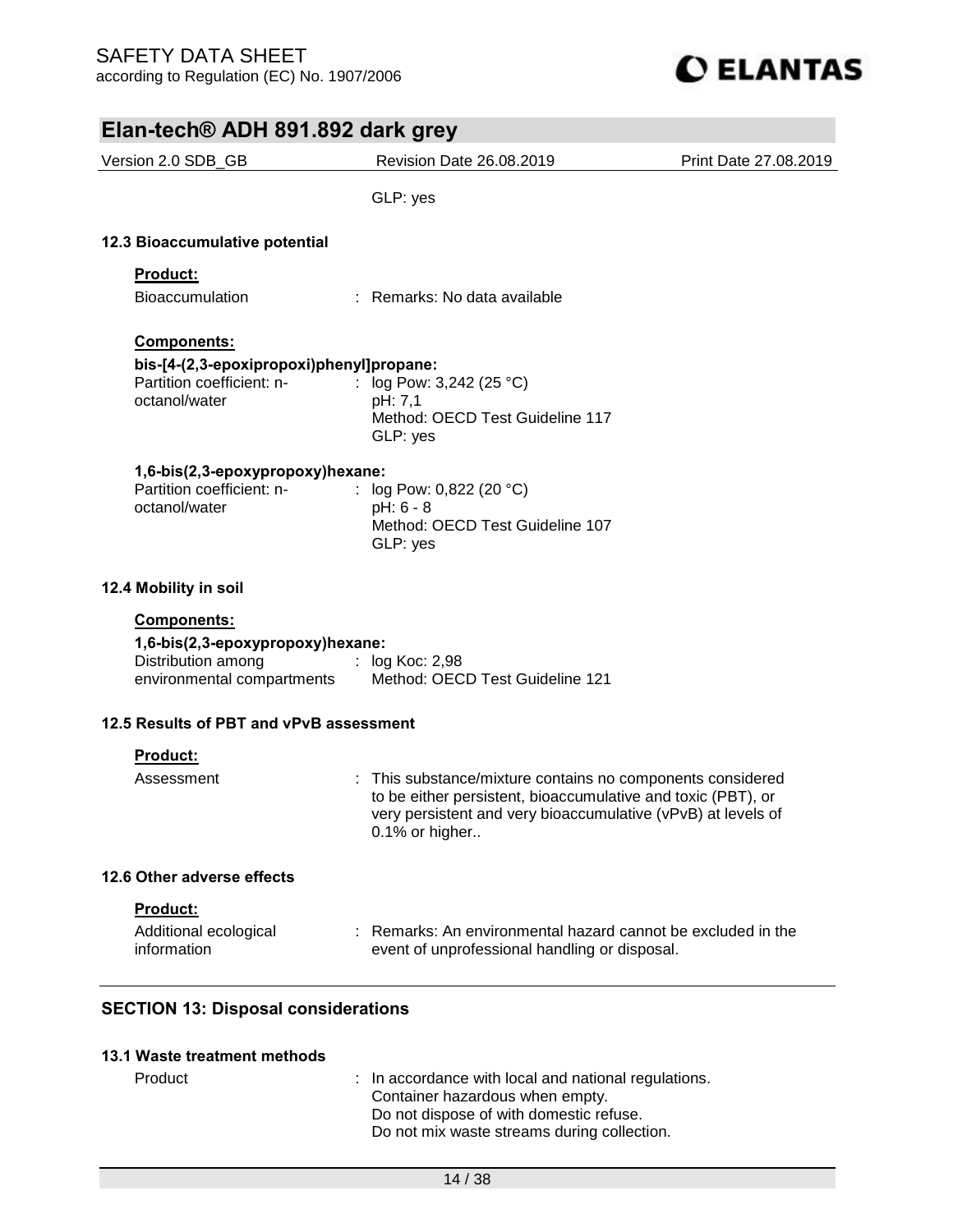GLP: yes

### 12.3 Bioaccumulative potential

**Product:**

Bioaccumulation : Remarks: No data available

**Components:**

**bis-[4-(2,3-epoxipropoxi)phenyl]propane:**

Partition coefficient: n-octanol/water : log Pow: 3,242 (25 °C)
pH: 7,1
Method: OECD Test Guideline 117
GLP: yes

**1,6-bis(2,3-epoxypropoxy)hexane:**

Partition coefficient: n-octanol/water : log Pow: 0,822 (20 °C)
pH: 6 - 8
Method: OECD Test Guideline 107
GLP: yes

### 12.4 Mobility in soil

**Components:**

**1,6-bis(2,3-epoxypropoxy)hexane:**

Distribution among environmental compartments : log Koc: 2,98
Method: OECD Test Guideline 121

### 12.5 Results of PBT and vPvB assessment

**Product:**

Assessment : This substance/mixture contains no components considered to be either persistent, bioaccumulative and toxic (PBT), or very persistent and very bioaccumulative (vPvB) at levels of 0.1% or higher..

### 12.6 Other adverse effects

**Product:**

Additional ecological information : Remarks: An environmental hazard cannot be excluded in the event of unprofessional handling or disposal.

## SECTION 13: Disposal considerations

### 13.1 Waste treatment methods

Product : In accordance with local and national regulations.
Container hazardous when empty.
Do not dispose of with domestic refuse.
Do not mix waste streams during collection.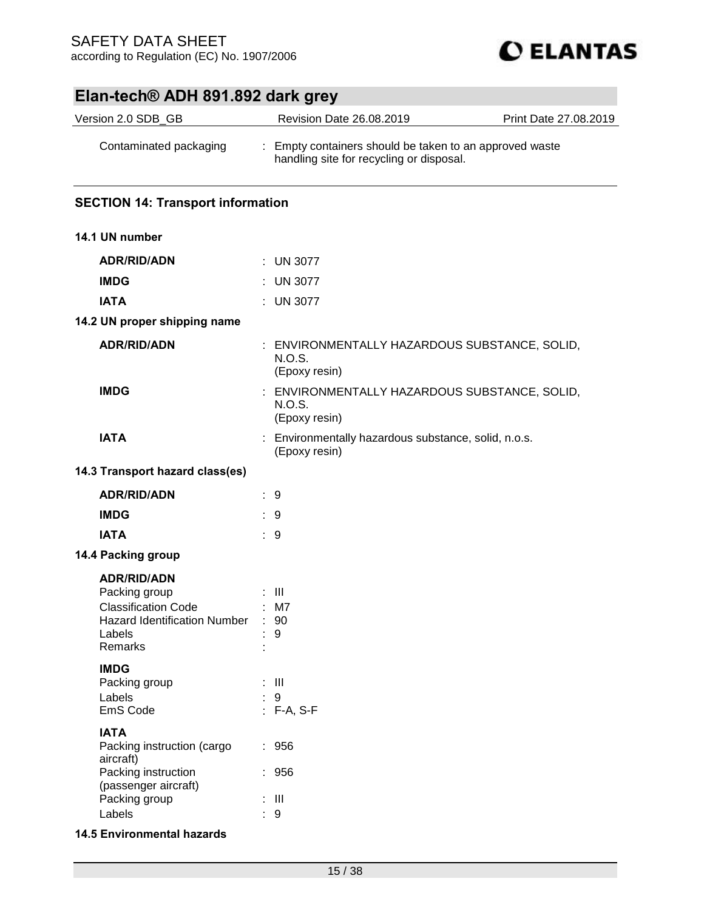| | |
|---|---|
| Contaminated packaging | : Empty containers should be taken to an approved waste handling site for recycling or disposal. |

## SECTION 14: Transport information

### 14.1 UN number

| | |
|---|---|
| **ADR/RID/ADN** | : UN 3077 |
| **IMDG** | : UN 3077 |
| **IATA** | : UN 3077 |

### 14.2 UN proper shipping name

| | |
|---|---|
| **ADR/RID/ADN** | : ENVIRONMENTALLY HAZARDOUS SUBSTANCE, SOLID, N.O.S. (Epoxy resin) |
| **IMDG** | : ENVIRONMENTALLY HAZARDOUS SUBSTANCE, SOLID, N.O.S. (Epoxy resin) |
| **IATA** | : Environmentally hazardous substance, solid, n.o.s. (Epoxy resin) |

### 14.3 Transport hazard class(es)

| | |
|---|---|
| **ADR/RID/ADN** | : 9 |
| **IMDG** | : 9 |
| **IATA** | : 9 |

### 14.4 Packing group

**ADR/RID/ADN**

| | |
|---|---|
| Packing group | : III |
| Classification Code | : M7 |
| Hazard Identification Number | : 90 |
| Labels | : 9 |
| Remarks | : |

**IMDG**

| | |
|---|---|
| Packing group | : III |
| Labels | : 9 |
| EmS Code | : F-A, S-F |

**IATA**

| | |
|---|---|
| Packing instruction (cargo aircraft) | : 956 |
| Packing instruction (passenger aircraft) | : 956 |
| Packing group | : III |
| Labels | : 9 |

### 14.5 Environmental hazards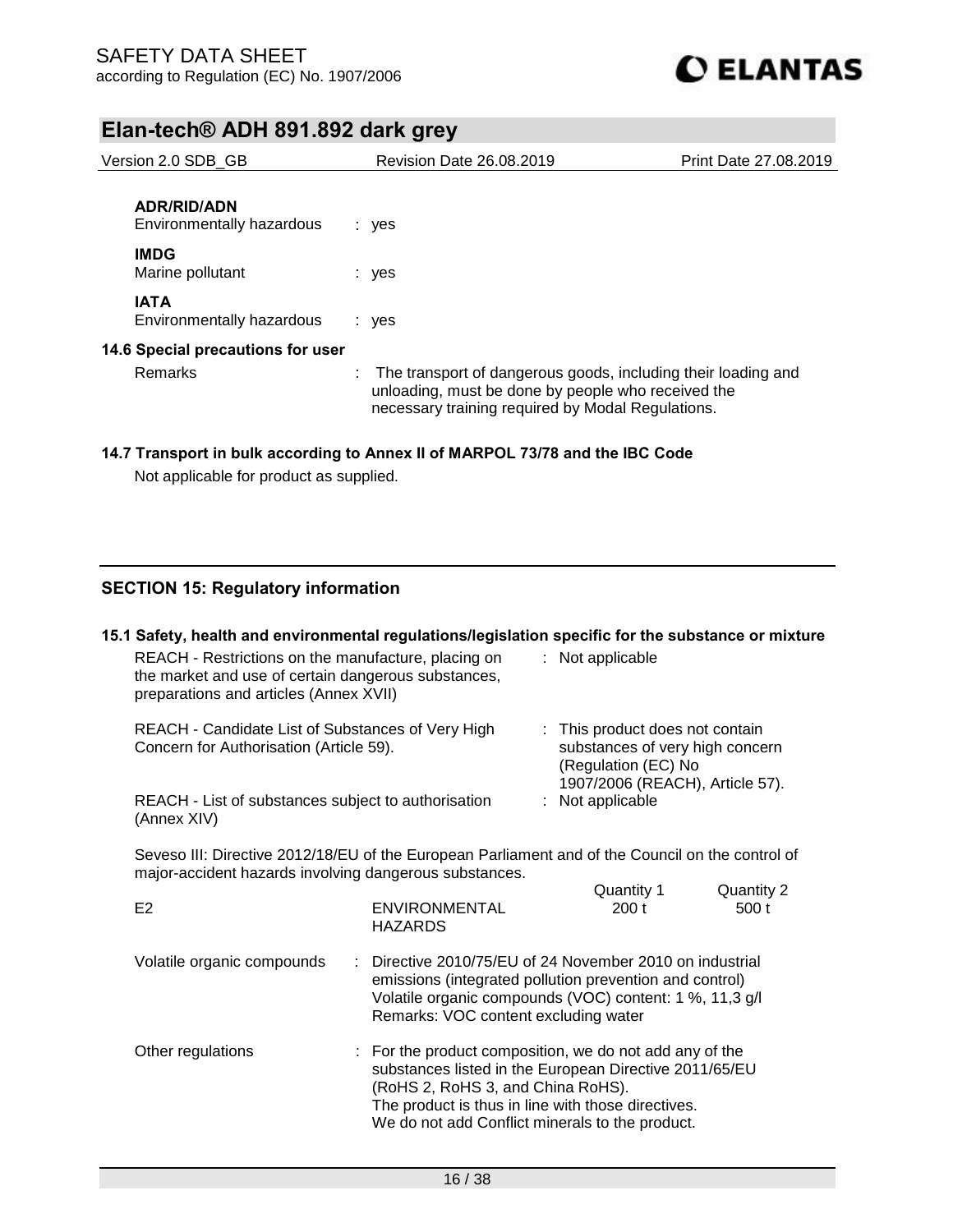**ADR/RID/ADN**

Environmentally hazardous : yes

**IMDG**

Marine pollutant : yes

**IATA**

Environmentally hazardous : yes

**14.6 Special precautions for user**

Remarks : The transport of dangerous goods, including their loading and unloading, must be done by people who received the necessary training required by Modal Regulations.

**14.7 Transport in bulk according to Annex II of MARPOL 73/78 and the IBC Code**

Not applicable for product as supplied.

## SECTION 15: Regulatory information

**15.1 Safety, health and environmental regulations/legislation specific for the substance or mixture**

REACH - Restrictions on the manufacture, placing on the market and use of certain dangerous substances, preparations and articles (Annex XVII) : Not applicable

REACH - Candidate List of Substances of Very High Concern for Authorisation (Article 59). : This product does not contain substances of very high concern (Regulation (EC) No 1907/2006 (REACH), Article 57).

REACH - List of substances subject to authorisation (Annex XIV) : Not applicable

Seveso III: Directive 2012/18/EU of the European Parliament and of the Council on the control of major-accident hazards involving dangerous substances.

| | | Quantity 1 | Quantity 2 |
|---|---|---|---|
| E2 | ENVIRONMENTAL HAZARDS | 200 t | 500 t |

Volatile organic compounds : Directive 2010/75/EU of 24 November 2010 on industrial emissions (integrated pollution prevention and control)
Volatile organic compounds (VOC) content: 1 %, 11,3 g/l
Remarks: VOC content excluding water

Other regulations : For the product composition, we do not add any of the substances listed in the European Directive 2011/65/EU (RoHS 2, RoHS 3, and China RoHS).
The product is thus in line with those directives.
We do not add Conflict minerals to the product.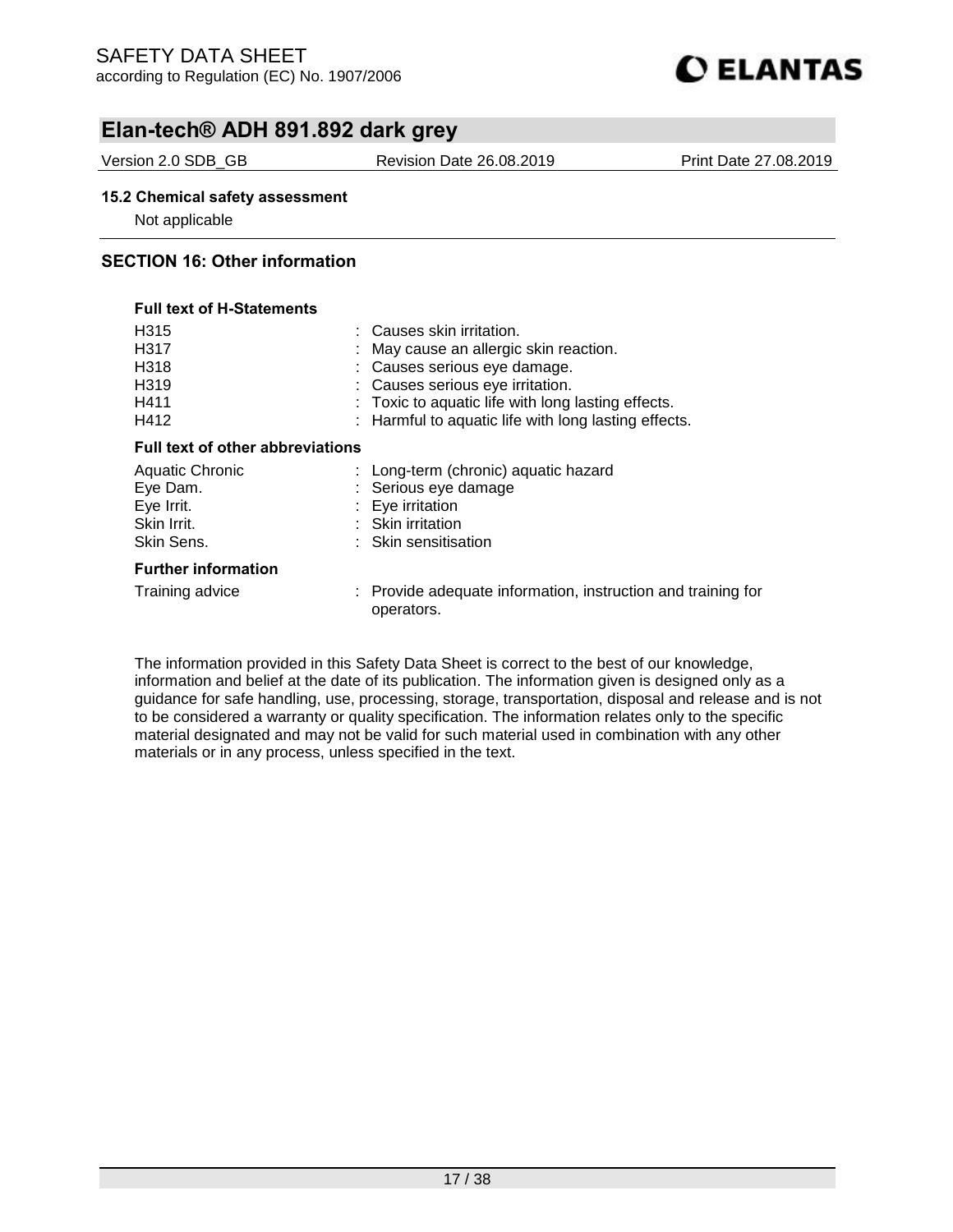### 15.2 Chemical safety assessment

Not applicable

## SECTION 16: Other information

### Full text of H-Statements

| | |
|---|---|
| H315 | : Causes skin irritation. |
| H317 | : May cause an allergic skin reaction. |
| H318 | : Causes serious eye damage. |
| H319 | : Causes serious eye irritation. |
| H411 | : Toxic to aquatic life with long lasting effects. |
| H412 | : Harmful to aquatic life with long lasting effects. |

### Full text of other abbreviations

| | |
|---|---|
| Aquatic Chronic | : Long-term (chronic) aquatic hazard |
| Eye Dam. | : Serious eye damage |
| Eye Irrit. | : Eye irritation |
| Skin Irrit. | : Skin irritation |
| Skin Sens. | : Skin sensitisation |

### Further information

| | |
|---|---|
| Training advice | : Provide adequate information, instruction and training for operators. |

The information provided in this Safety Data Sheet is correct to the best of our knowledge, information and belief at the date of its publication. The information given is designed only as a guidance for safe handling, use, processing, storage, transportation, disposal and release and is not to be considered a warranty or quality specification. The information relates only to the specific material designated and may not be valid for such material used in combination with any other materials or in any process, unless specified in the text.